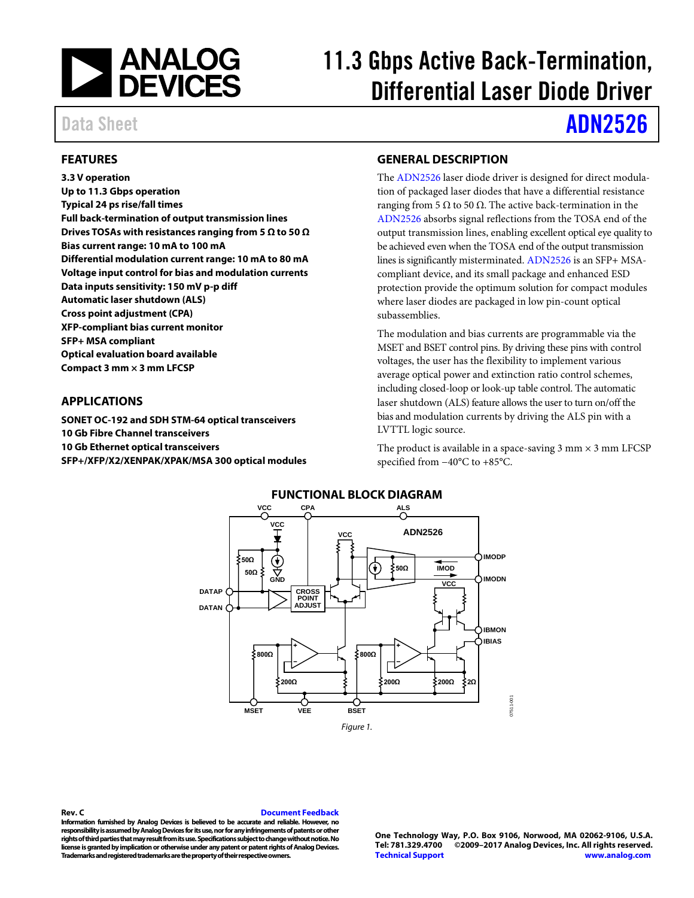# 11.3 Gbps Active Back-Termination, Differential Laser Diode Driver

Data Sheet

# ADN2526

## FEATURES

**3.3 V operation**
**Up to 11.3 Gbps operation**
**Typical 24 ps rise/fall times**
**Full back-termination of output transmission lines**
**Drives TOSAs with resistances ranging from 5 Ω to 50 Ω**
**Bias current range: 10 mA to 100 mA**
**Differential modulation current range: 10 mA to 80 mA**
**Voltage input control for bias and modulation currents**
**Data inputs sensitivity: 150 mV p-p diff**
**Automatic laser shutdown (ALS)**
**Cross point adjustment (CPA)**
**XFP-compliant bias current monitor**
**SFP+ MSA compliant**
**Optical evaluation board available**
**Compact 3 mm × 3 mm LFCSP**

## APPLICATIONS

**SONET OC-192 and SDH STM-64 optical transceivers**
**10 Gb Fibre Channel transceivers**
**10 Gb Ethernet optical transceivers**
**SFP+/XFP/X2/XENPAK/XPAK/MSA 300 optical modules**

## GENERAL DESCRIPTION

The ADN2526 laser diode driver is designed for direct modulation of packaged laser diodes that have a differential resistance ranging from 5 Ω to 50 Ω. The active back-termination in the ADN2526 absorbs signal reflections from the TOSA end of the output transmission lines, enabling excellent optical eye quality to be achieved even when the TOSA end of the output transmission lines is significantly misterminated. ADN2526 is an SFP+ MSA-compliant device, and its small package and enhanced ESD protection provide the optimum solution for compact modules where laser diodes are packaged in low pin-count optical subassemblies.

The modulation and bias currents are programmable via the MSET and BSET control pins. By driving these pins with control voltages, the user has the flexibility to implement various average optical power and extinction ratio control schemes, including closed-loop or look-up table control. The automatic laser shutdown (ALS) feature allows the user to turn on/off the bias and modulation currents by driving the ALS pin with a LVTTL logic source.

The product is available in a space-saving 3 mm × 3 mm LFCSP specified from −40°C to +85°C.

## FUNCTIONAL BLOCK DIAGRAM

*Figure 1.*

Rev. C

Information furnished by Analog Devices is believed to be accurate and reliable. However, no responsibility is assumed by Analog Devices for its use, nor for any infringements of patents or other rights of third parties that may result from its use. Specifications subject to change without notice. No license is granted by implication or otherwise under any patent or patent rights of Analog Devices. Trademarks and registered trademarks are the property of their respective owners.

One Technology Way, P.O. Box 9106, Norwood, MA 02062-9106, U.S.A.
Tel: 781.329.4700 ©2009–2017 Analog Devices, Inc. All rights reserved.
Technical Support www.analog.com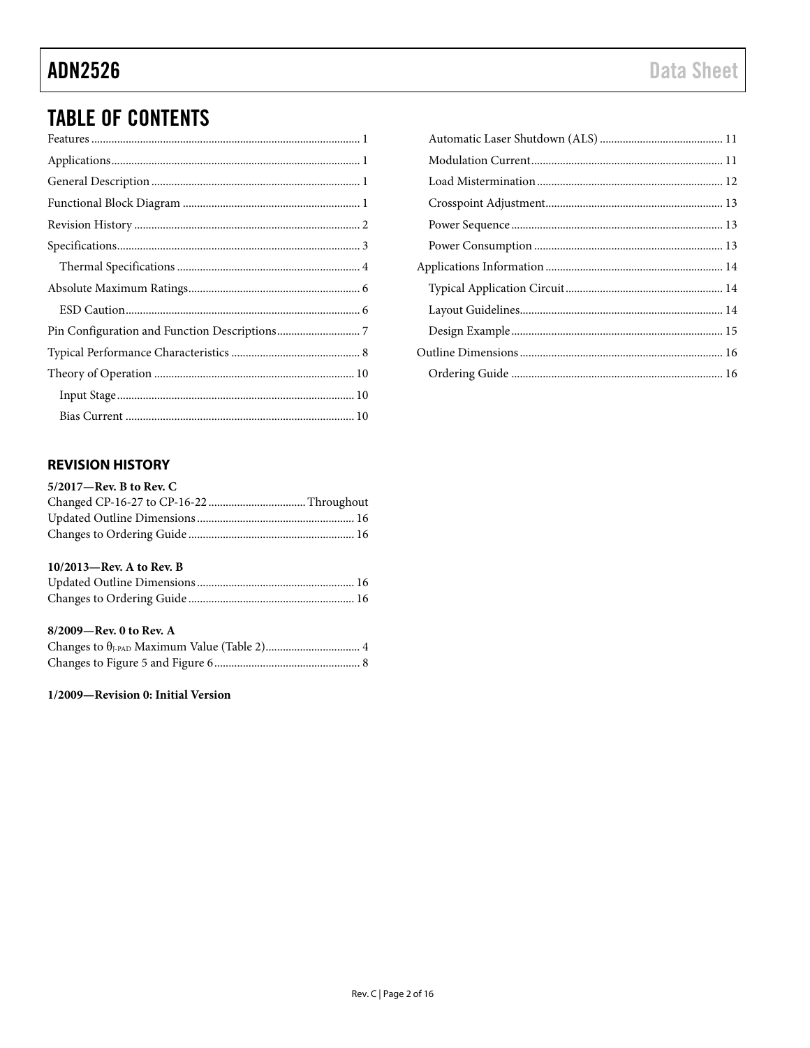## TABLE OF CONTENTS

Features ... 1
Applications ... 1
General Description ... 1
Functional Block Diagram ... 1
Revision History ... 2
Specifications ... 3
  Thermal Specifications ... 4
Absolute Maximum Ratings ... 6
  ESD Caution ... 6
Pin Configuration and Function Descriptions ... 7
Typical Performance Characteristics ... 8
Theory of Operation ... 10
  Input Stage ... 10
  Bias Current ... 10
  Automatic Laser Shutdown (ALS) ... 11
  Modulation Current ... 11
  Load Mistermination ... 12
  Crosspoint Adjustment ... 13
  Power Sequence ... 13
  Power Consumption ... 13
Applications Information ... 14
  Typical Application Circuit ... 14
  Layout Guidelines ... 14
  Design Example ... 15
Outline Dimensions ... 16
  Ordering Guide ... 16

### REVISION HISTORY

**5/2017—Rev. B to Rev. C**

Changed CP-16-27 to CP-16-22 ... Throughout
Updated Outline Dimensions ... 16
Changes to Ordering Guide ... 16

**10/2013—Rev. A to Rev. B**

Updated Outline Dimensions ... 16
Changes to Ordering Guide ... 16

**8/2009—Rev. 0 to Rev. A**

Changes to $\theta_{J\text{-}PAD}$ Maximum Value (Table 2) ... 4
Changes to Figure 5 and Figure 6 ... 8

**1/2009—Revision 0: Initial Version**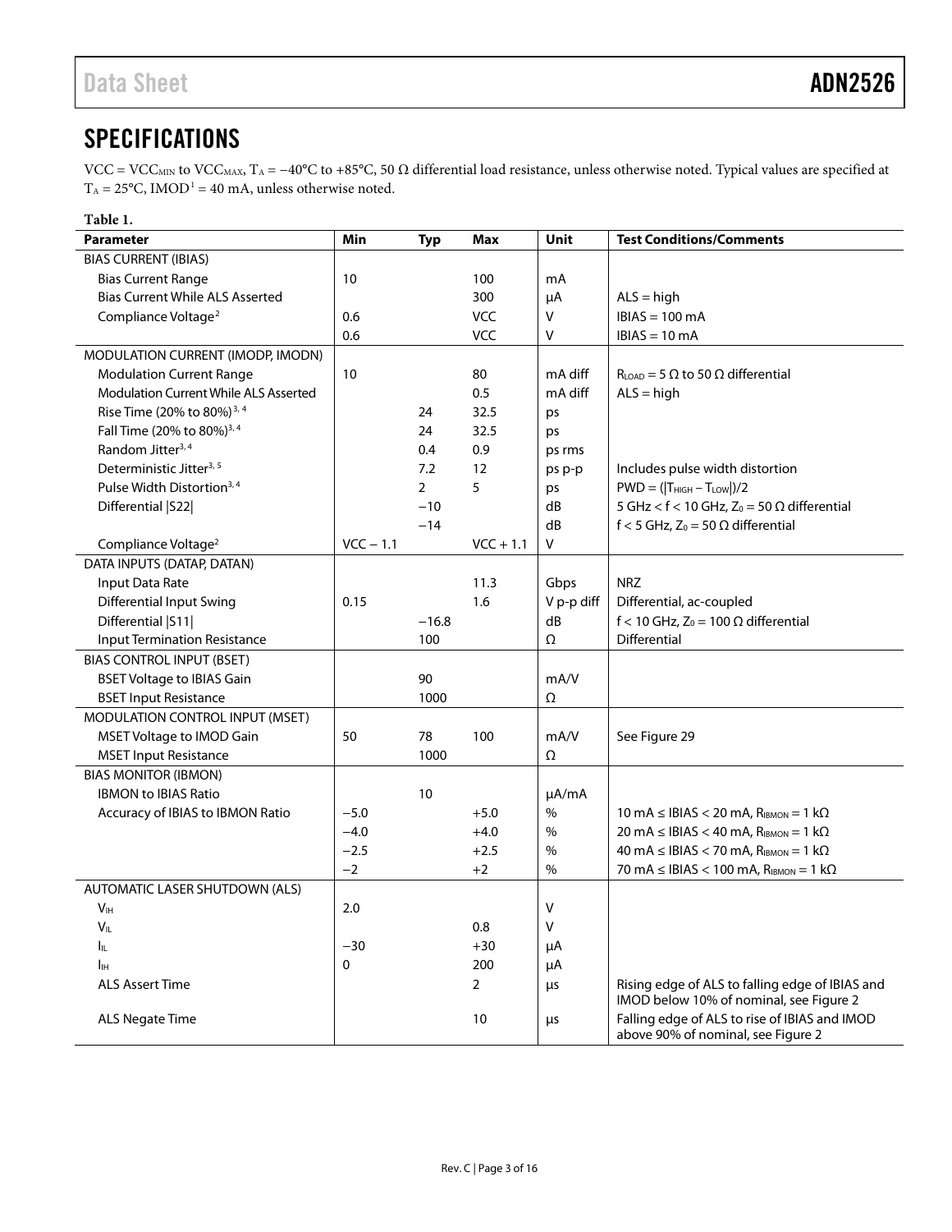# SPECIFICATIONS

VCC = $VCC_{MIN}$ to $VCC_{MAX}$, $T_A$ = −40°C to +85°C, 50 Ω differential load resistance, unless otherwise noted. Typical values are specified at $T_A$ = 25°C, IMOD[1] = 40 mA, unless otherwise noted.

**Table 1.**

| Parameter | Min | Typ | Max | Unit | Test Conditions/Comments |
|---|---|---|---|---|---|
| BIAS CURRENT (IBIAS) | | | | | |
| Bias Current Range | 10 | | 100 | mA | |
| Bias Current While ALS Asserted | | | 300 | μA | ALS = high |
| Compliance Voltage[2] | 0.6 | | VCC | V | IBIAS = 100 mA |
| | 0.6 | | VCC | V | IBIAS = 10 mA |
| MODULATION CURRENT (IMODP, IMODN) | | | | | |
| Modulation Current Range | 10 | | 80 | mA diff | $R_{LOAD}$ = 5 Ω to 50 Ω differential |
| Modulation Current While ALS Asserted | | | 0.5 | mA diff | ALS = high |
| Rise Time (20% to 80%)[3, 4] | | 24 | 32.5 | ps | |
| Fall Time (20% to 80%)[3, 4] | | 24 | 32.5 | ps | |
| Random Jitter[3, 4] | | 0.4 | 0.9 | ps rms | |
| Deterministic Jitter[3, 5] | | 7.2 | 12 | ps p-p | Includes pulse width distortion |
| Pulse Width Distortion[3, 4] | | 2 | 5 | ps | PWD = ($\lvert T_{HIGH} - T_{LOW}\rvert$)/2 |
| Differential \|S22\| | | −10 | | dB | 5 GHz < f < 10 GHz, $Z_0$ = 50 Ω differential |
| | | −14 | | dB | f < 5 GHz, $Z_0$ = 50 Ω differential |
| Compliance Voltage[2] | VCC − 1.1 | | VCC + 1.1 | V | |
| DATA INPUTS (DATAP, DATAN) | | | | | |
| Input Data Rate | | | 11.3 | Gbps | NRZ |
| Differential Input Swing | 0.15 | | 1.6 | V p-p diff | Differential, ac-coupled |
| Differential \|S11\| | | −16.8 | | dB | f < 10 GHz, $Z_0$ = 100 Ω differential |
| Input Termination Resistance | | 100 | | Ω | Differential |
| BIAS CONTROL INPUT (BSET) | | | | | |
| BSET Voltage to IBIAS Gain | | 90 | | mA/V | |
| BSET Input Resistance | | 1000 | | Ω | |
| MODULATION CONTROL INPUT (MSET) | | | | | |
| MSET Voltage to IMOD Gain | 50 | 78 | 100 | mA/V | See Figure 29 |
| MSET Input Resistance | | 1000 | | Ω | |
| BIAS MONITOR (IBMON) | | | | | |
| IBMON to IBIAS Ratio | | 10 | | μA/mA | |
| Accuracy of IBIAS to IBMON Ratio | −5.0 | | +5.0 | % | 10 mA ≤ IBIAS < 20 mA, $R_{IBMON}$ = 1 kΩ |
| | −4.0 | | +4.0 | % | 20 mA ≤ IBIAS < 40 mA, $R_{IBMON}$ = 1 kΩ |
| | −2.5 | | +2.5 | % | 40 mA ≤ IBIAS < 70 mA, $R_{IBMON}$ = 1 kΩ |
| | −2 | | +2 | % | 70 mA ≤ IBIAS < 100 mA, $R_{IBMON}$ = 1 kΩ |
| AUTOMATIC LASER SHUTDOWN (ALS) | | | | | |
| $V_{IH}$ | 2.0 | | | V | |
| $V_{IL}$ | | | 0.8 | V | |
| $I_{IL}$ | −30 | | +30 | μA | |
| $I_{IH}$ | 0 | | 200 | μA | |
| ALS Assert Time | | | 2 | μs | Rising edge of ALS to falling edge of IBIAS and IMOD below 10% of nominal, see Figure 2 |
| ALS Negate Time | | | 10 | μs | Falling edge of ALS to rise of IBIAS and IMOD above 90% of nominal, see Figure 2 |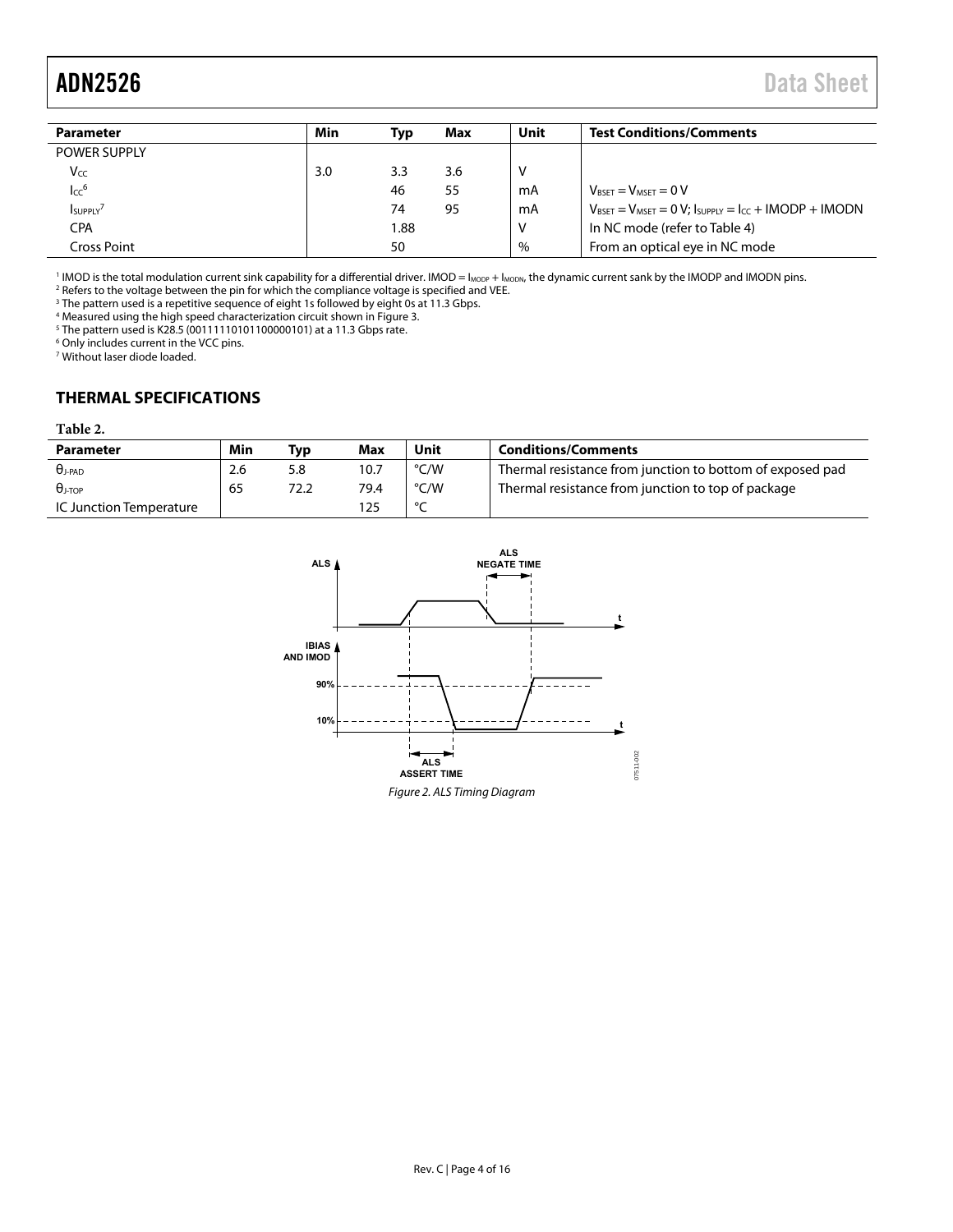| Parameter | Min | Typ | Max | Unit | Test Conditions/Comments |
|---|---|---|---|---|---|
| POWER SUPPLY | | | | | |
| $V_{CC}$ | 3.0 | 3.3 | 3.6 | V | |
| $I_{CC}$[6] | | 46 | 55 | mA | $V_{BSET} = V_{MSET} = 0$ V |
| $I_{SUPPLY}$[7] | | 74 | 95 | mA | $V_{BSET} = V_{MSET} = 0$ V; $I_{SUPPLY} = I_{CC}$ + IMODP + IMODN |
| CPA | | 1.88 | | V | In NC mode (refer to Table 4) |
| Cross Point | | 50 | | % | From an optical eye in NC mode |

[1] IMOD is the total modulation current sink capability for a differential driver. IMOD = $I_{MODP}$ + $I_{MODN}$, the dynamic current sank by the IMODP and IMODN pins.
[2] Refers to the voltage between the pin for which the compliance voltage is specified and VEE.
[3] The pattern used is a repetitive sequence of eight 1s followed by eight 0s at 11.3 Gbps.
[4] Measured using the high speed characterization circuit shown in Figure 3.
[5] The pattern used is K28.5 (00111110101100000101) at a 11.3 Gbps rate.
[6] Only includes current in the VCC pins.
[7] Without laser diode loaded.

## THERMAL SPECIFICATIONS

**Table 2.**

| Parameter | Min | Typ | Max | Unit | Conditions/Comments |
|---|---|---|---|---|---|
| $\theta_{J\text{-}PAD}$ | 2.6 | 5.8 | 10.7 | °C/W | Thermal resistance from junction to bottom of exposed pad |
| $\theta_{J\text{-}TOP}$ | 65 | 72.2 | 79.4 | °C/W | Thermal resistance from junction to top of package |
| IC Junction Temperature | | | 125 | °C | |

*Figure 2. ALS Timing Diagram*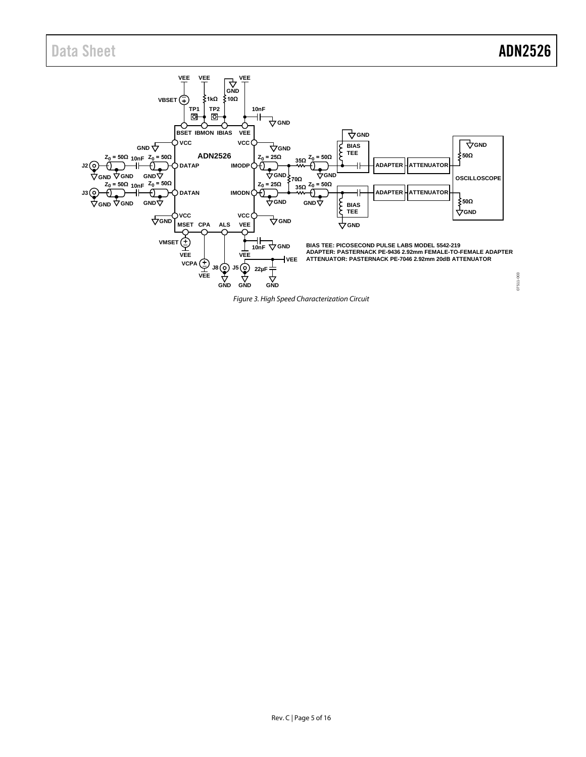BIAS TEE: PICOSECOND PULSE LABS MODEL 5542-219
ADAPTER: PASTERNACK PE-9436 2.92mm FEMALE-TO-FEMALE ADAPTER
ATTENUATOR: PASTERNACK PE-7046 2.92mm 20dB ATTENUATOR

*Figure 3. High Speed Characterization Circuit*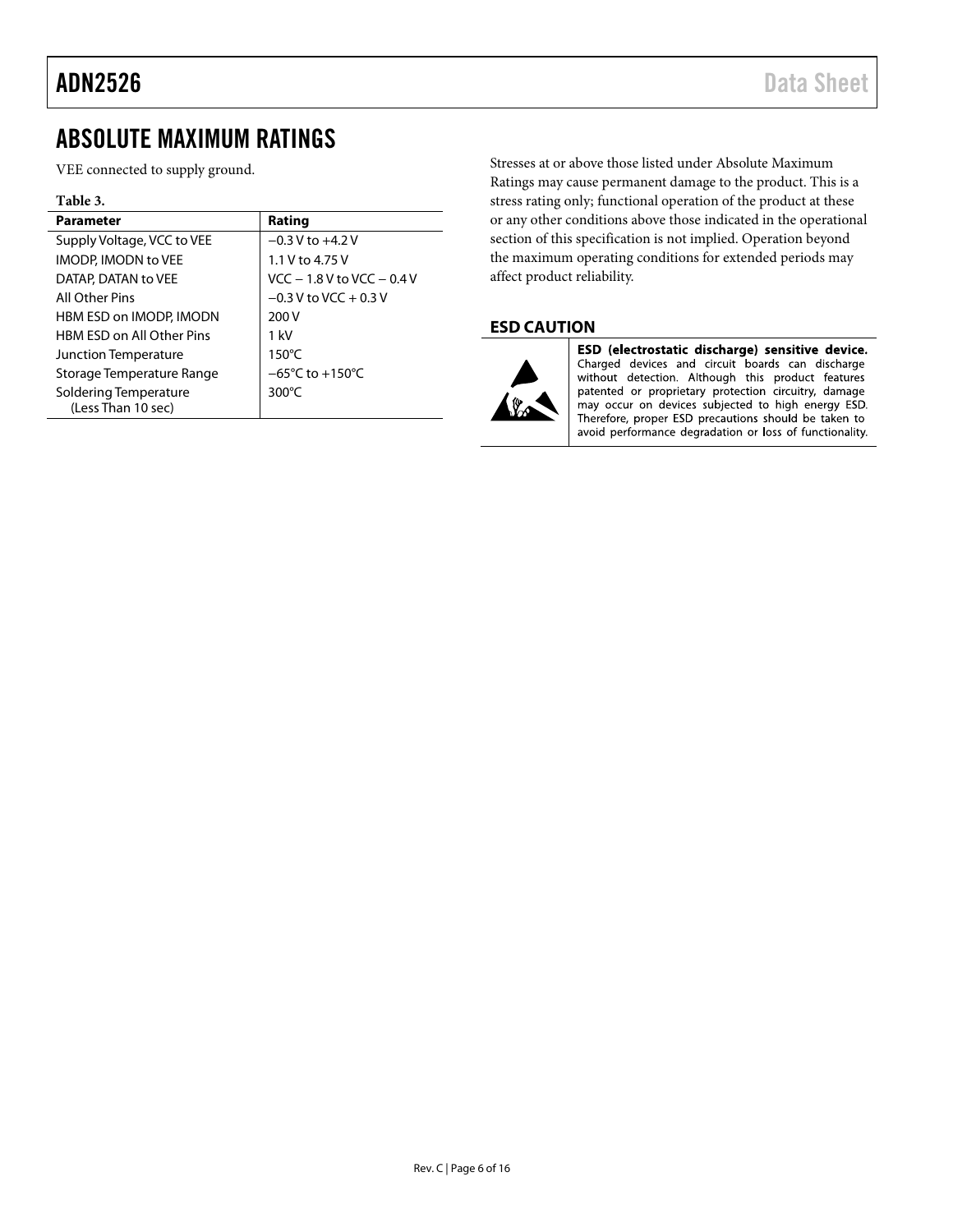## ABSOLUTE MAXIMUM RATINGS

VEE connected to supply ground.

**Table 3.**

| Parameter | Rating |
|---|---|
| Supply Voltage, VCC to VEE | −0.3 V to +4.2 V |
| IMODP, IMODN to VEE | 1.1 V to 4.75 V |
| DATAP, DATAN to VEE | VCC − 1.8 V to VCC − 0.4 V |
| All Other Pins | −0.3 V to VCC + 0.3 V |
| HBM ESD on IMODP, IMODN | 200 V |
| HBM ESD on All Other Pins | 1 kV |
| Junction Temperature | 150°C |
| Storage Temperature Range | −65°C to +150°C |
| Soldering Temperature (Less Than 10 sec) | 300°C |

Stresses at or above those listed under Absolute Maximum Ratings may cause permanent damage to the product. This is a stress rating only; functional operation of the product at these or any other conditions above those indicated in the operational section of this specification is not implied. Operation beyond the maximum operating conditions for extended periods may affect product reliability.

### ESD CAUTION

**ESD (electrostatic discharge) sensitive device.** Charged devices and circuit boards can discharge without detection. Although this product features patented or proprietary protection circuitry, damage may occur on devices subjected to high energy ESD. Therefore, proper ESD precautions should be taken to avoid performance degradation or loss of functionality.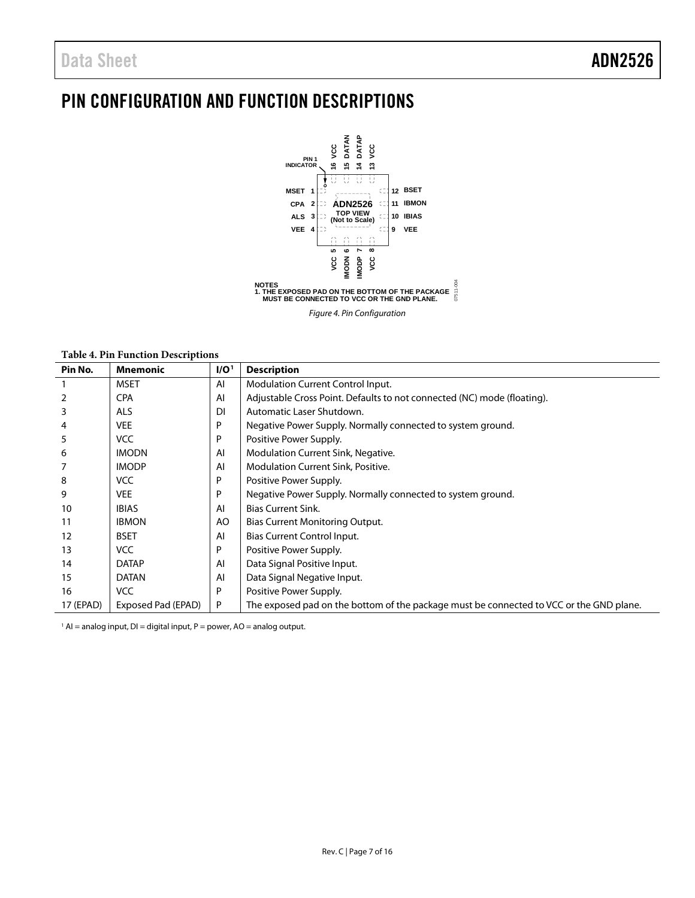# PIN CONFIGURATION AND FUNCTION DESCRIPTIONS

NOTES
1. THE EXPOSED PAD ON THE BOTTOM OF THE PACKAGE MUST BE CONNECTED TO VCC OR THE GND PLANE.

*Figure 4. Pin Configuration*

**Table 4. Pin Function Descriptions**

| Pin No. | Mnemonic | I/O[1] | Description |
|---|---|---|---|
| 1 | MSET | AI | Modulation Current Control Input. |
| 2 | CPA | AI | Adjustable Cross Point. Defaults to not connected (NC) mode (floating). |
| 3 | ALS | DI | Automatic Laser Shutdown. |
| 4 | VEE | P | Negative Power Supply. Normally connected to system ground. |
| 5 | VCC | P | Positive Power Supply. |
| 6 | IMODN | AI | Modulation Current Sink, Negative. |
| 7 | IMODP | AI | Modulation Current Sink, Positive. |
| 8 | VCC | P | Positive Power Supply. |
| 9 | VEE | P | Negative Power Supply. Normally connected to system ground. |
| 10 | IBIAS | AI | Bias Current Sink. |
| 11 | IBMON | AO | Bias Current Monitoring Output. |
| 12 | BSET | AI | Bias Current Control Input. |
| 13 | VCC | P | Positive Power Supply. |
| 14 | DATAP | AI | Data Signal Positive Input. |
| 15 | DATAN | AI | Data Signal Negative Input. |
| 16 | VCC | P | Positive Power Supply. |
| 17 (EPAD) | Exposed Pad (EPAD) | P | The exposed pad on the bottom of the package must be connected to VCC or the GND plane. |

[1] AI = analog input, DI = digital input, P = power, AO = analog output.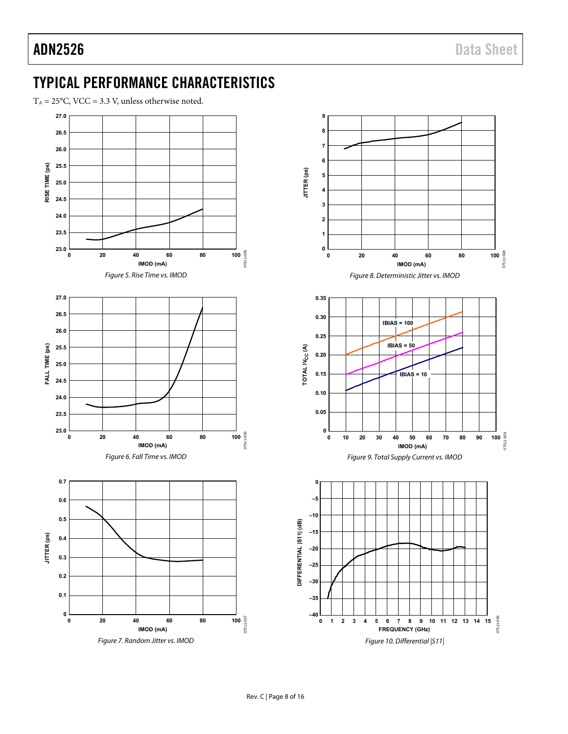## TYPICAL PERFORMANCE CHARACTERISTICS

$T_A$ = 25°C, VCC = 3.3 V, unless otherwise noted.

*Figure 5. Rise Time vs. IMOD*

*Figure 6. Fall Time vs. IMOD*

*Figure 7. Random Jitter vs. IMOD*

*Figure 8. Deterministic Jitter vs. IMOD*

*Figure 9. Total Supply Current vs. IMOD*

*Figure 10. Differential |S11|*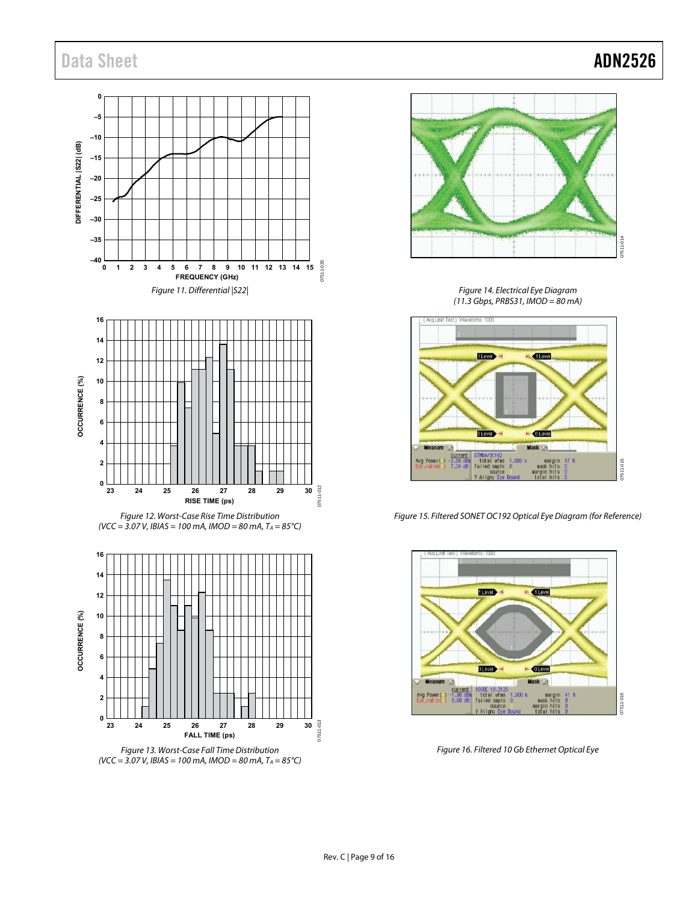Figure 11. Differential |S22|

Figure 12. Worst-Case Rise Time Distribution ($V_{CC}$ = 3.07 V, $I_{BIAS}$ = 100 mA, $I_{MOD}$ = 80 mA, $T_A$ = 85°C)

Figure 13. Worst-Case Fall Time Distribution ($V_{CC}$ = 3.07 V, $I_{BIAS}$ = 100 mA, $I_{MOD}$ = 80 mA, $T_A$ = 85°C)

Figure 14. Electrical Eye Diagram (11.3 Gbps, PRBS31, IMOD = 80 mA)

Figure 15. Filtered SONET OC192 Optical Eye Diagram (for Reference)

Figure 16. Filtered 10 Gb Ethernet Optical Eye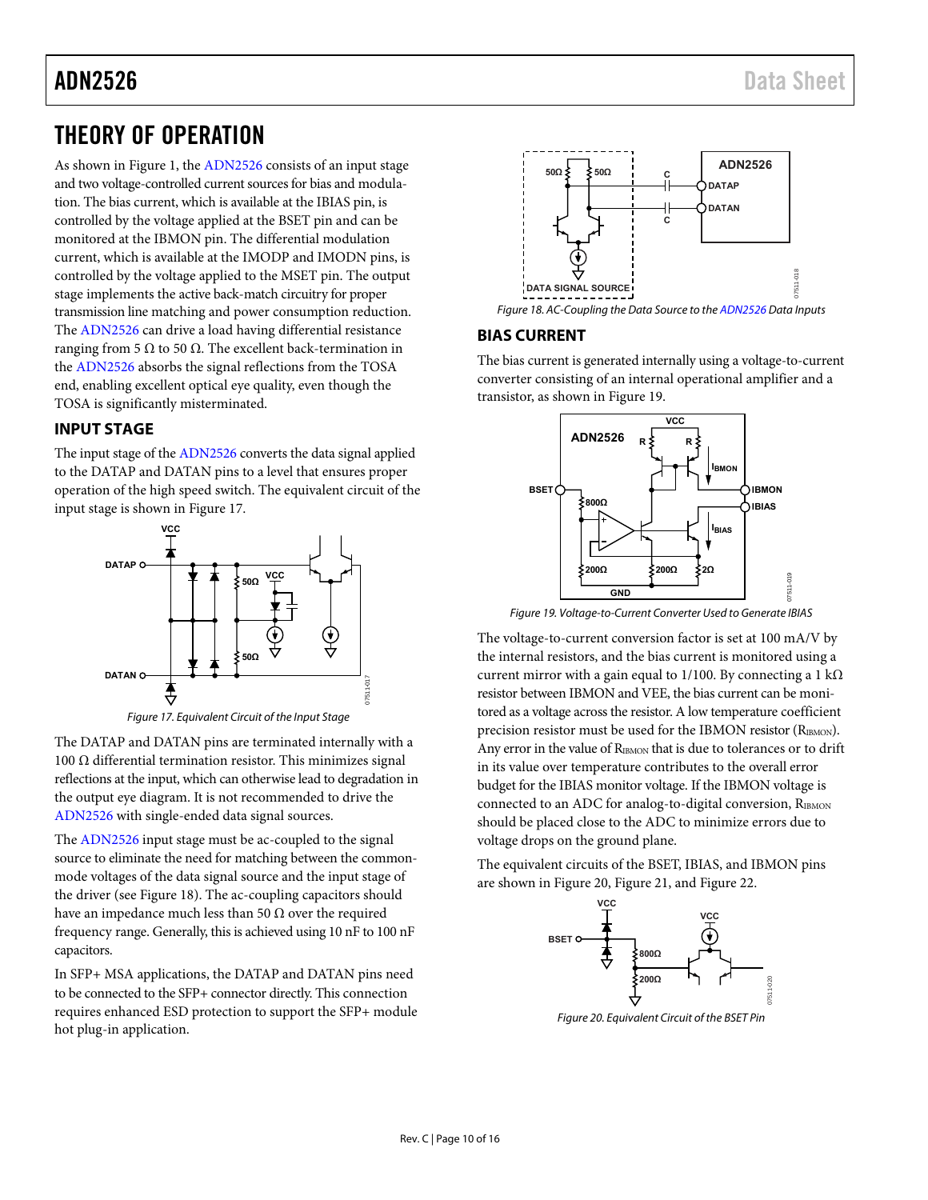# THEORY OF OPERATION

As shown in Figure 1, the ADN2526 consists of an input stage and two voltage-controlled current sources for bias and modulation. The bias current, which is available at the IBIAS pin, is controlled by the voltage applied at the BSET pin and can be monitored at the IBMON pin. The differential modulation current, which is available at the IMODP and IMODN pins, is controlled by the voltage applied to the MSET pin. The output stage implements the active back-match circuitry for proper transmission line matching and power consumption reduction. The ADN2526 can drive a load having differential resistance ranging from 5 Ω to 50 Ω. The excellent back-termination in the ADN2526 absorbs the signal reflections from the TOSA end, enabling excellent optical eye quality, even though the TOSA is significantly mismatched.

## INPUT STAGE

The input stage of the ADN2526 converts the data signal applied to the DATAP and DATAN pins to a level that ensures proper operation of the high speed switch. The equivalent circuit of the input stage is shown in Figure 17.

*Figure 17. Equivalent Circuit of the Input Stage*

The DATAP and DATAN pins are terminated internally with a 100 Ω differential termination resistor. This minimizes signal reflections at the input, which can otherwise lead to degradation in the output eye diagram. It is not recommended to drive the ADN2526 with single-ended data signal sources.

The ADN2526 input stage must be ac-coupled to the signal source to eliminate the need for matching between the common-mode voltages of the data signal source and the input stage of the driver (see Figure 18). The ac-coupling capacitors should have an impedance much less than 50 Ω over the required frequency range. Generally, this is achieved using 10 nF to 100 nF capacitors.

In SFP+ MSA applications, the DATAP and DATAN pins need to be connected to the SFP+ connector directly. This connection requires enhanced ESD protection to support the SFP+ module hot plug-in application.

*Figure 18. AC-Coupling the Data Source to the ADN2526 Data Inputs*

## BIAS CURRENT

The bias current is generated internally using a voltage-to-current converter consisting of an internal operational amplifier and a transistor, as shown in Figure 19.

*Figure 19. Voltage-to-Current Converter Used to Generate IBIAS*

The voltage-to-current conversion factor is set at 100 mA/V by the internal resistors, and the bias current is monitored using a current mirror with a gain equal to 1/100. By connecting a 1 kΩ resistor between IBMON and VEE, the bias current can be monitored as a voltage across the resistor. A low temperature coefficient precision resistor must be used for the IBMON resistor ($R_{IBMON}$). Any error in the value of $R_{IBMON}$ that is due to tolerances or to drift in its value over temperature contributes to the overall error budget for the IBIAS monitor voltage. If the IBMON voltage is connected to an ADC for analog-to-digital conversion, $R_{IBMON}$ should be placed close to the ADC to minimize errors due to voltage drops on the ground plane.

The equivalent circuits of the BSET, IBIAS, and IBMON pins are shown in Figure 20, Figure 21, and Figure 22.

*Figure 20. Equivalent Circuit of the BSET Pin*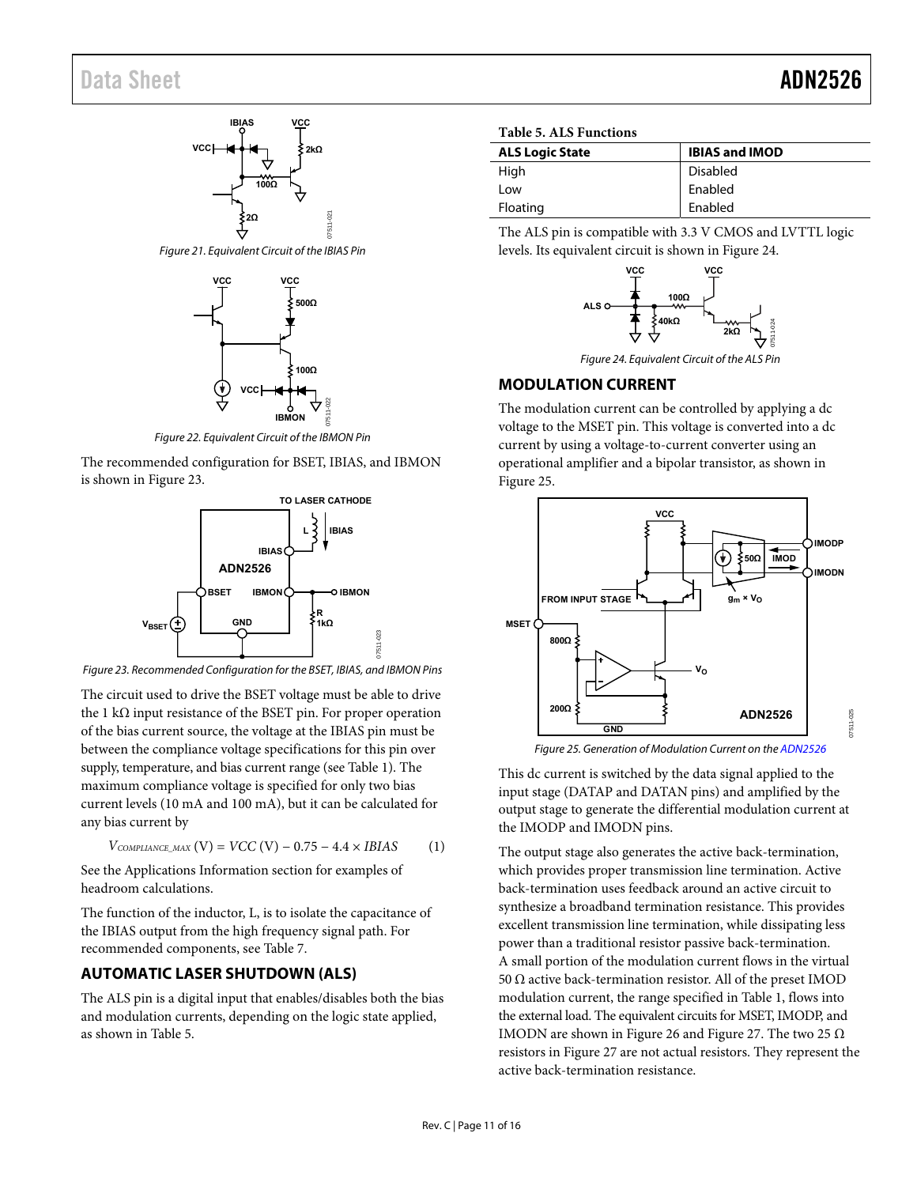Figure 21. Equivalent Circuit of the IBIAS Pin

Figure 22. Equivalent Circuit of the IBMON Pin

The recommended configuration for BSET, IBIAS, and IBMON is shown in Figure 23.

Figure 23. Recommended Configuration for the BSET, IBIAS, and IBMON Pins

The circuit used to drive the BSET voltage must be able to drive the 1 kΩ input resistance of the BSET pin. For proper operation of the bias current source, the voltage at the IBIAS pin must be between the compliance voltage specifications for this pin over supply, temperature, and bias current range (see Table 1). The maximum compliance voltage is specified for only two bias current levels (10 mA and 100 mA), but it can be calculated for any bias current by

$$V_{COMPLIANCE\_MAX}\ (\text{V}) = VCC\ (\text{V}) - 0.75 - 4.4 \times IBIAS \qquad (1)$$

See the Applications Information section for examples of headroom calculations.

The function of the inductor, L, is to isolate the capacitance of the IBIAS output from the high frequency signal path. For recommended components, see Table 7.

## AUTOMATIC LASER SHUTDOWN (ALS)

The ALS pin is a digital input that enables/disables both the bias and modulation currents, depending on the logic state applied, as shown in Table 5.

**Table 5. ALS Functions**

| ALS Logic State | IBIAS and IMOD |
|---|---|
| High | Disabled |
| Low | Enabled |
| Floating | Enabled |

The ALS pin is compatible with 3.3 V CMOS and LVTTL logic levels. Its equivalent circuit is shown in Figure 24.

Figure 24. Equivalent Circuit of the ALS Pin

## MODULATION CURRENT

The modulation current can be controlled by applying a dc voltage to the MSET pin. This voltage is converted into a dc current by using a voltage-to-current converter using an operational amplifier and a bipolar transistor, as shown in Figure 25.

Figure 25. Generation of Modulation Current on the ADN2526

This dc current is switched by the data signal applied to the input stage (DATAP and DATAN pins) and amplified by the output stage to generate the differential modulation current at the IMODP and IMODN pins.

The output stage also generates the active back-termination, which provides proper transmission line termination. Active back-termination uses feedback around an active circuit to synthesize a broadband termination resistance. This provides excellent transmission line termination, while dissipating less power than a traditional resistor passive back-termination. A small portion of the modulation current flows in the virtual 50 Ω active back-termination resistor. All of the preset IMOD modulation current, the range specified in Table 1, flows into the external load. The equivalent circuits for MSET, IMODP, and IMODN are shown in Figure 26 and Figure 27. The two 25 Ω resistors in Figure 27 are not actual resistors. They represent the active back-termination resistance.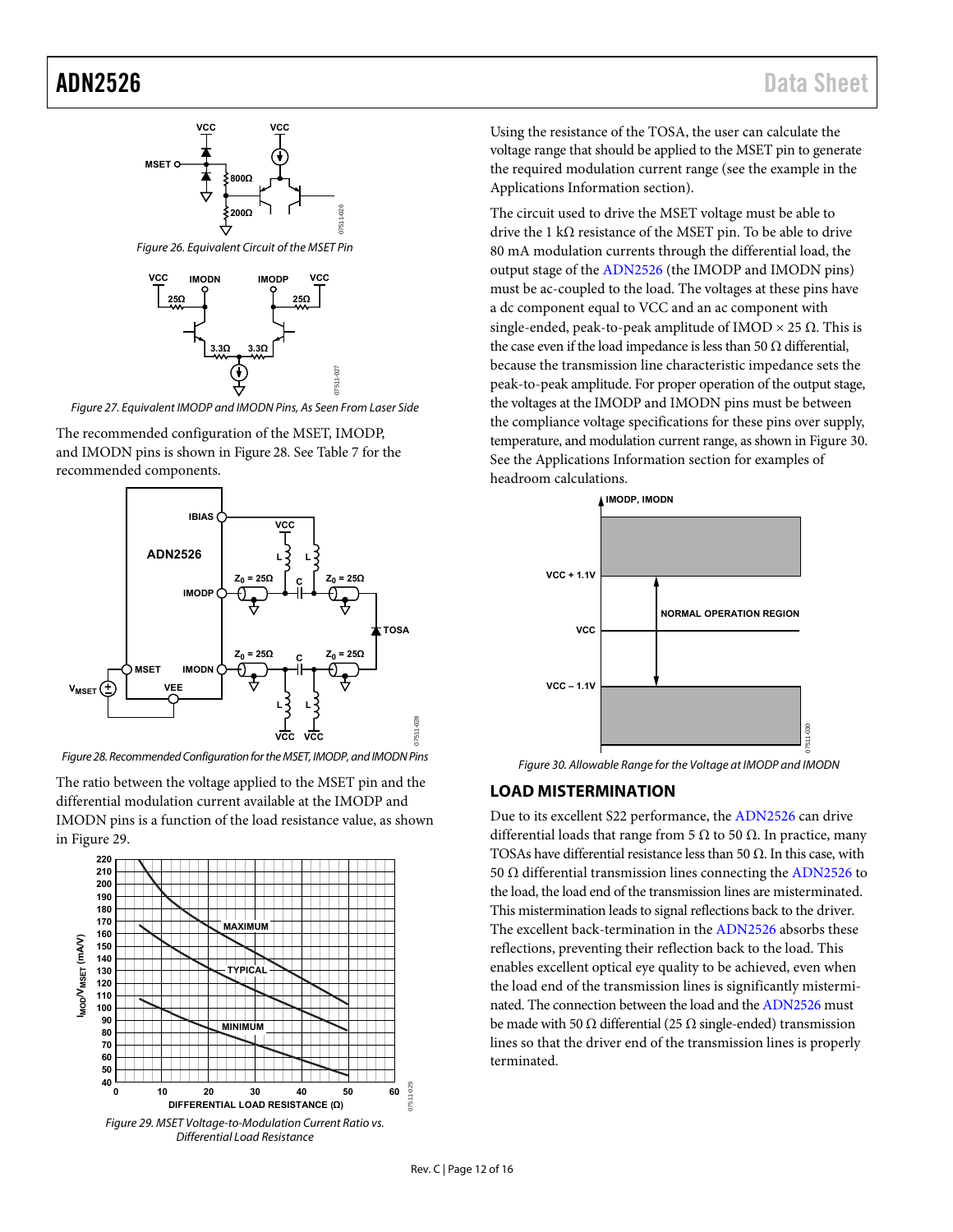Figure 26. Equivalent Circuit of the MSET Pin

Figure 27. Equivalent IMODP and IMODN Pins, As Seen From Laser Side

The recommended configuration of the MSET, IMODP, and IMODN pins is shown in Figure 28. See Table 7 for the recommended components.

Figure 28. Recommended Configuration for the MSET, IMODP, and IMODN Pins

The ratio between the voltage applied to the MSET pin and the differential modulation current available at the IMODP and IMODN pins is a function of the load resistance value, as shown in Figure 29.

Figure 29. MSET Voltage-to-Modulation Current Ratio vs. Differential Load Resistance

Using the resistance of the TOSA, the user can calculate the voltage range that should be applied to the MSET pin to generate the required modulation current range (see the example in the Applications Information section).

The circuit used to drive the MSET voltage must be able to drive the 1 kΩ resistance of the MSET pin. To be able to drive 80 mA modulation currents through the differential load, the output stage of the ADN2526 (the IMODP and IMODN pins) must be ac-coupled to the load. The voltages at these pins have a dc component equal to VCC and an ac component with single-ended, peak-to-peak amplitude of IMOD × 25 Ω. This is the case even if the load impedance is less than 50 Ω differential, because the transmission line characteristic impedance sets the peak-to-peak amplitude. For proper operation of the output stage, the voltages at the IMODP and IMODN pins must be between the compliance voltage specifications for these pins over supply, temperature, and modulation current range, as shown in Figure 30. See the Applications Information section for examples of headroom calculations.

Figure 30. Allowable Range for the Voltage at IMODP and IMODN

## LOAD MISTERMINATION

Due to its excellent S22 performance, the ADN2526 can drive differential loads that range from 5 Ω to 50 Ω. In practice, many TOSAs have differential resistance less than 50 Ω. In this case, with 50 Ω differential transmission lines connecting the ADN2526 to the load, the load end of the transmission lines are misterminated. This mistermination leads to signal reflections back to the driver. The excellent back-termination in the ADN2526 absorbs these reflections, preventing their reflection back to the load. This enables excellent optical eye quality to be achieved, even when the load end of the transmission lines is significantly misterminated. The connection between the load and the ADN2526 must be made with 50 Ω differential (25 Ω single-ended) transmission lines so that the driver end of the transmission lines is properly terminated.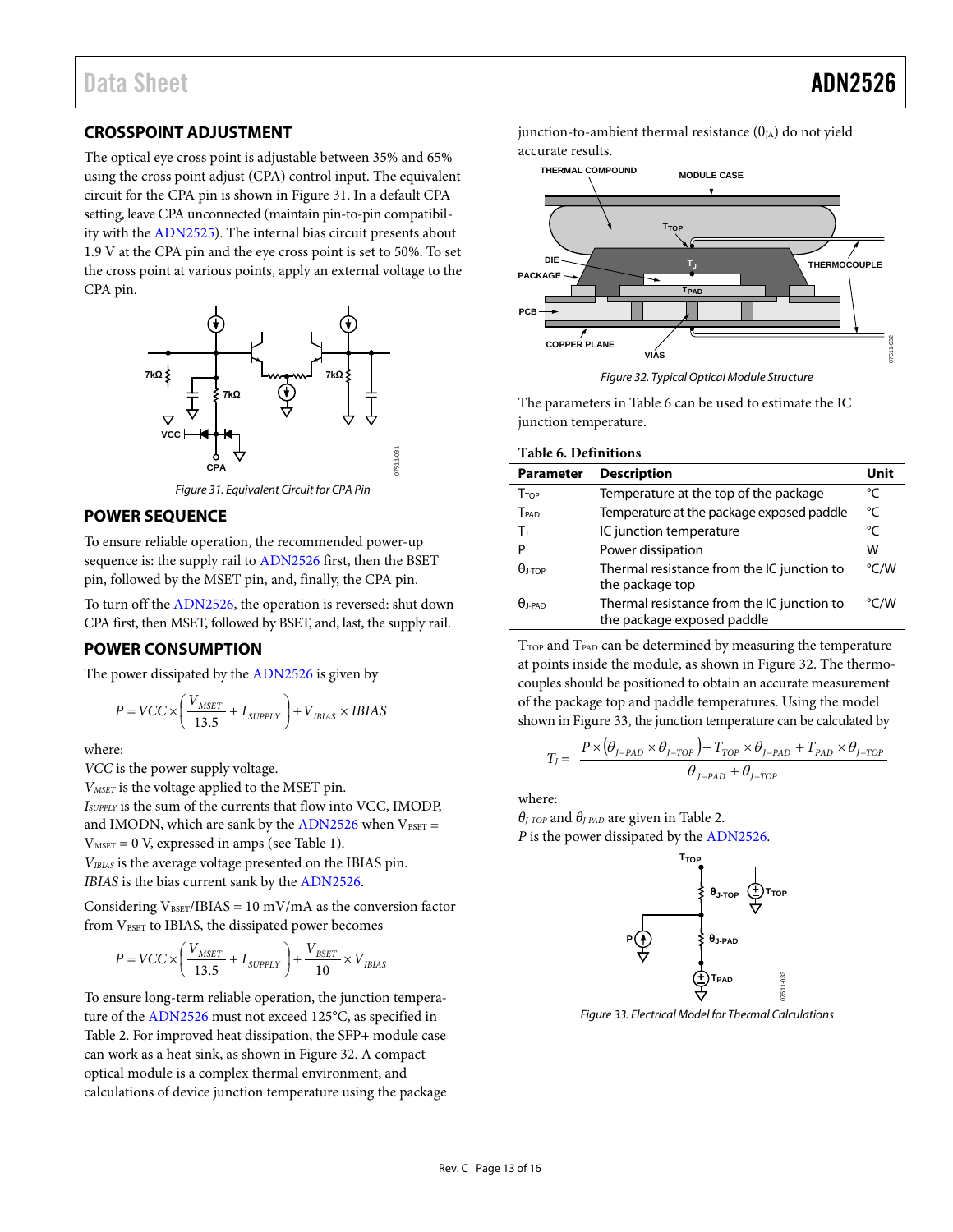## CROSSPOINT ADJUSTMENT

The optical eye cross point is adjustable between 35% and 65% using the cross point adjust (CPA) control input. The equivalent circuit for the CPA pin is shown in Figure 31. In a default CPA setting, leave CPA unconnected (maintain pin-to-pin compatibility with the ADN2525). The internal bias circuit presents about 1.9 V at the CPA pin and the eye cross point is set to 50%. To set the cross point at various points, apply an external voltage to the CPA pin.

Figure 31. Equivalent Circuit for CPA Pin

## POWER SEQUENCE

To ensure reliable operation, the recommended power-up sequence is: the supply rail to ADN2526 first, then the BSET pin, followed by the MSET pin, and, finally, the CPA pin.

To turn off the ADN2526, the operation is reversed: shut down CPA first, then MSET, followed by BSET, and, last, the supply rail.

## POWER CONSUMPTION

The power dissipated by the ADN2526 is given by

$$P = VCC \times \left( \frac{V_{MSET}}{13.5} + I_{SUPPLY} \right) + V_{IBIAS} \times IBIAS$$

where:
*VCC* is the power supply voltage.
$V_{MSET}$ is the voltage applied to the MSET pin.
$I_{SUPPLY}$ is the sum of the currents that flow into VCC, IMODP, and IMODN, which are sank by the ADN2526 when $V_{BSET}$ = $V_{MSET}$ = 0 V, expressed in amps (see Table 1).
$V_{IBIAS}$ is the average voltage presented on the IBIAS pin.
*IBIAS* is the bias current sank by the ADN2526.

Considering $V_{BSET}$/IBIAS = 10 mV/mA as the conversion factor from $V_{BSET}$ to IBIAS, the dissipated power becomes

$$P = VCC \times \left( \frac{V_{MSET}}{13.5} + I_{SUPPLY} \right) + \frac{V_{BSET}}{10} \times V_{IBIAS}$$

To ensure long-term reliable operation, the junction temperature of the ADN2526 must not exceed 125°C, as specified in Table 2. For improved heat dissipation, the SFP+ module case can work as a heat sink, as shown in Figure 32. A compact optical module is a complex thermal environment, and calculations of device junction temperature using the package junction-to-ambient thermal resistance ($\theta_{JA}$) do not yield accurate results.

Figure 32. Typical Optical Module Structure

The parameters in Table 6 can be used to estimate the IC junction temperature.

**Table 6. Definitions**

| Parameter | Description | Unit |
|---|---|---|
| $T_{TOP}$ | Temperature at the top of the package | °C |
| $T_{PAD}$ | Temperature at the package exposed paddle | °C |
| $T_J$ | IC junction temperature | °C |
| P | Power dissipation | W |
| $\theta_{J\text{-}TOP}$ | Thermal resistance from the IC junction to the package top | °C/W |
| $\theta_{J\text{-}PAD}$ | Thermal resistance from the IC junction to the package exposed paddle | °C/W |

$T_{TOP}$ and $T_{PAD}$ can be determined by measuring the temperature at points inside the module, as shown in Figure 32. The thermocouples should be positioned to obtain an accurate measurement of the package top and paddle temperatures. Using the model shown in Figure 33, the junction temperature can be calculated by

$$T_J = \frac{P \times (\theta_{J-PAD} \times \theta_{J-TOP}) + T_{TOP} \times \theta_{J-PAD} + T_{PAD} \times \theta_{J-TOP}}{\theta_{J-PAD} + \theta_{J-TOP}}$$

where:
$\theta_{J-TOP}$ and $\theta_{J-PAD}$ are given in Table 2.
*P* is the power dissipated by the ADN2526.

Figure 33. Electrical Model for Thermal Calculations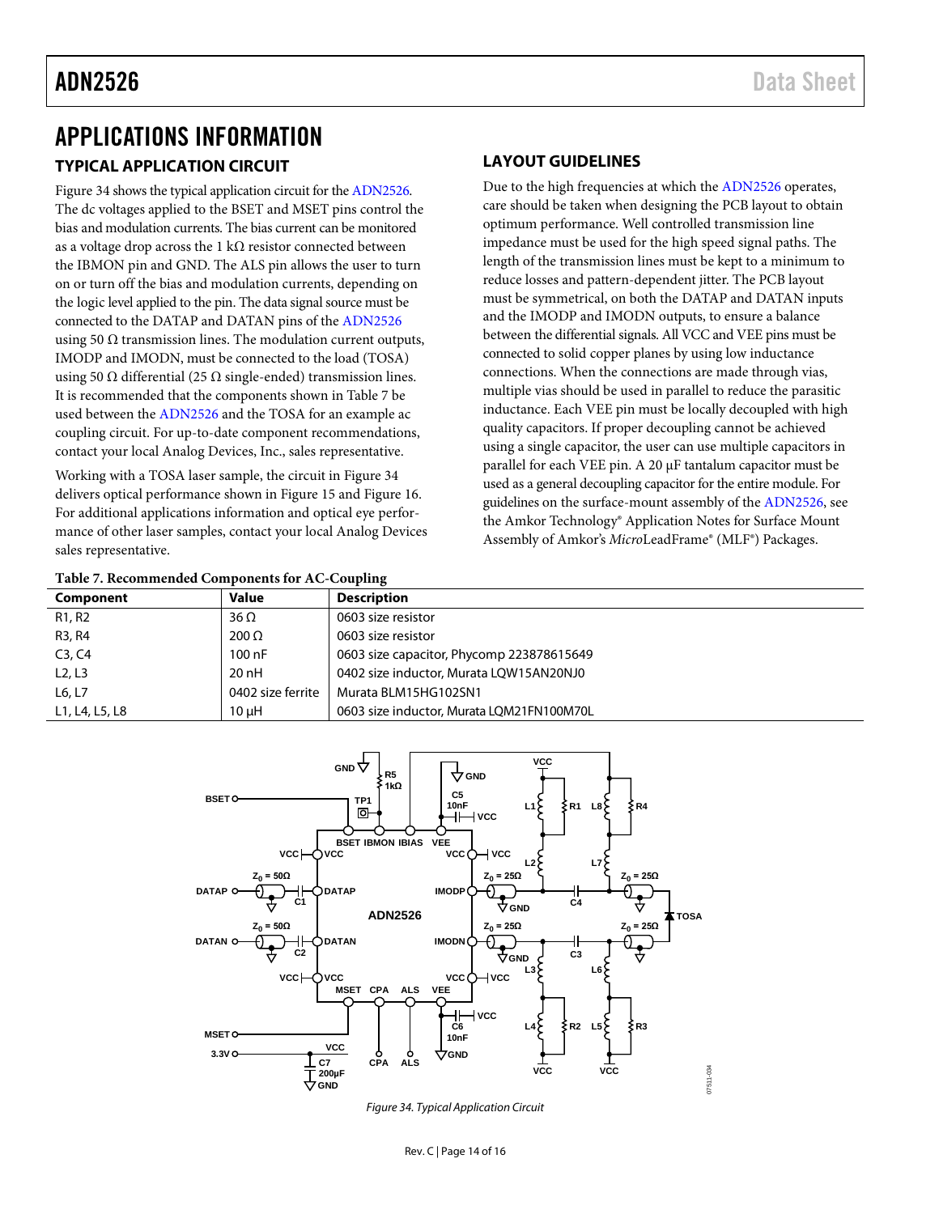# APPLICATIONS INFORMATION

## TYPICAL APPLICATION CIRCUIT

Figure 34 shows the typical application circuit for the ADN2526. The dc voltages applied to the BSET and MSET pins control the bias and modulation currents. The bias current can be monitored as a voltage drop across the 1 kΩ resistor connected between the IBMON pin and GND. The ALS pin allows the user to turn on or turn off the bias and modulation currents, depending on the logic level applied to the pin. The data signal source must be connected to the DATAP and DATAN pins of the ADN2526 using 50 Ω transmission lines. The modulation current outputs, IMODP and IMODN, must be connected to the load (TOSA) using 50 Ω differential (25 Ω single-ended) transmission lines. It is recommended that the components shown in Table 7 be used between the ADN2526 and the TOSA for an example ac coupling circuit. For up-to-date component recommendations, contact your local Analog Devices, Inc., sales representative.

Working with a TOSA laser sample, the circuit in Figure 34 delivers optical performance shown in Figure 15 and Figure 16. For additional applications information and optical eye performance of other laser samples, contact your local Analog Devices sales representative.

## LAYOUT GUIDELINES

Due to the high frequencies at which the ADN2526 operates, care should be taken when designing the PCB layout to obtain optimum performance. Well controlled transmission line impedance must be used for the high speed signal paths. The length of the transmission lines must be kept to a minimum to reduce losses and pattern-dependent jitter. The PCB layout must be symmetrical, on both the DATAP and DATAN inputs and the IMODP and IMODN outputs, to ensure a balance between the differential signals. All VCC and VEE pins must be connected to solid copper planes by using low inductance connections. When the connections are made through vias, multiple vias should be used in parallel to reduce the parasitic inductance. Each VEE pin must be locally decoupled with high quality capacitors. If proper decoupling cannot be achieved using a single capacitor, the user can use multiple capacitors in parallel for each VEE pin. A 20 μF tantalum capacitor must be used as a general decoupling capacitor for the entire module. For guidelines on the surface-mount assembly of the ADN2526, see the Amkor Technology® Application Notes for Surface Mount Assembly of Amkor's *Micro*LeadFrame® (MLF®) Packages.

**Table 7. Recommended Components for AC-Coupling**

| Component | Value | Description |
|---|---|---|
| R1, R2 | 36 Ω | 0603 size resistor |
| R3, R4 | 200 Ω | 0603 size resistor |
| C3, C4 | 100 nF | 0603 size capacitor, Phycomp 223878615649 |
| L2, L3 | 20 nH | 0402 size inductor, Murata LQW15AN20NJ0 |
| L6, L7 | 0402 size ferrite | Murata BLM15HG102SN1 |
| L1, L4, L5, L8 | 10 μH | 0603 size inductor, Murata LQM21FN100M70L |

*Figure 34. Typical Application Circuit*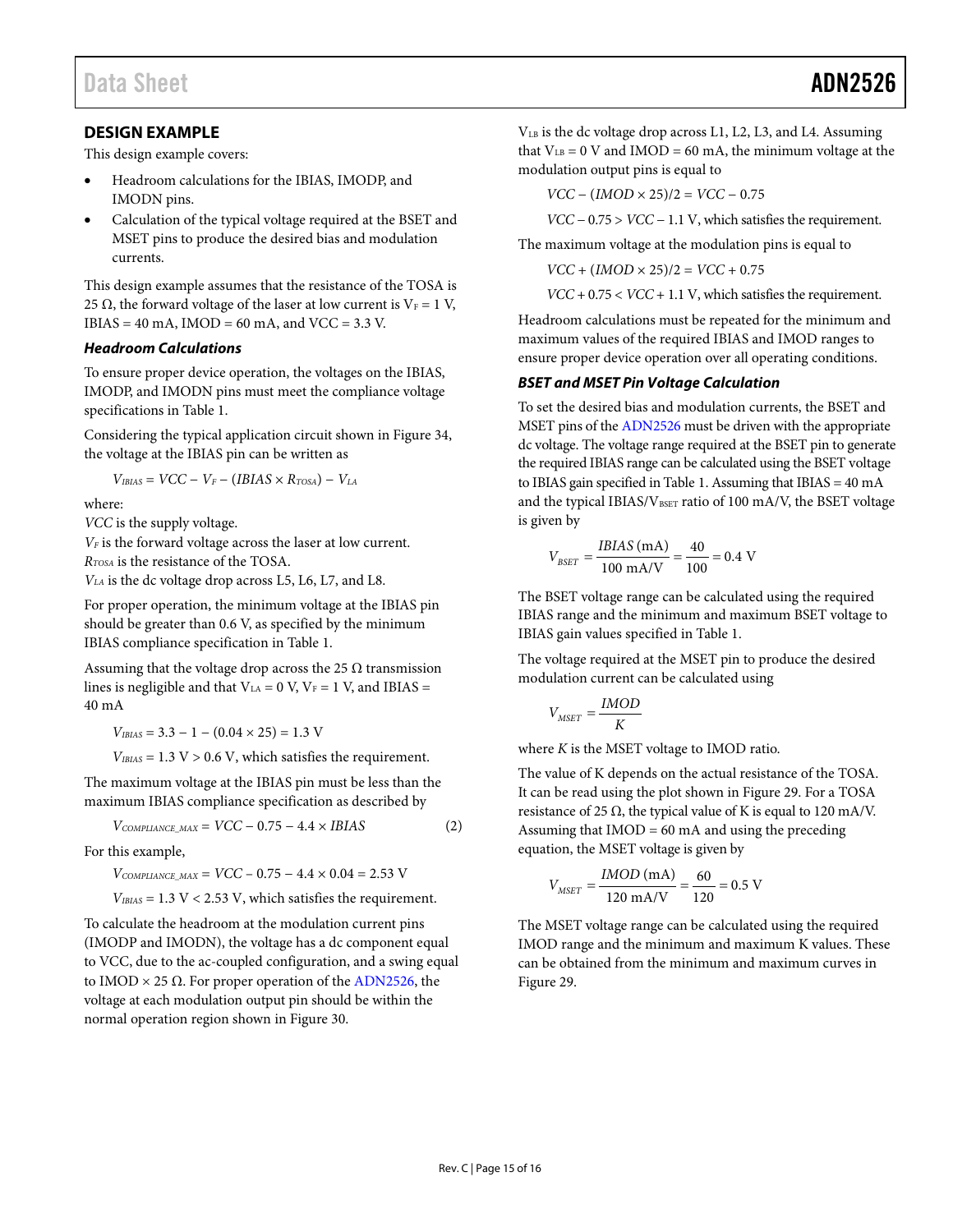## DESIGN EXAMPLE

This design example covers:

- Headroom calculations for the IBIAS, IMODP, and IMODN pins.
- Calculation of the typical voltage required at the BSET and MSET pins to produce the desired bias and modulation currents.

This design example assumes that the resistance of the TOSA is 25 Ω, the forward voltage of the laser at low current is $V_F = 1$ V, IBIAS = 40 mA, IMOD = 60 mA, and VCC = 3.3 V.

### *Headroom Calculations*

To ensure proper device operation, the voltages on the IBIAS, IMODP, and IMODN pins must meet the compliance voltage specifications in Table 1.

Considering the typical application circuit shown in Figure 34, the voltage at the IBIAS pin can be written as

$$V_{IBIAS} = VCC - V_F - (IBIAS \times R_{TOSA}) - V_{LA}$$

where:
*VCC* is the supply voltage.
$V_F$ is the forward voltage across the laser at low current.
$R_{TOSA}$ is the resistance of the TOSA.
$V_{LA}$ is the dc voltage drop across L5, L6, L7, and L8.

For proper operation, the minimum voltage at the IBIAS pin should be greater than 0.6 V, as specified by the minimum IBIAS compliance specification in Table 1.

Assuming that the voltage drop across the 25 Ω transmission lines is negligible and that $V_{LA} = 0$ V, $V_F = 1$ V, and IBIAS = 40 mA

$$V_{IBIAS} = 3.3 - 1 - (0.04 \times 25) = 1.3 \text{ V}$$

$$V_{IBIAS} = 1.3 \text{ V} > 0.6 \text{ V, which satisfies the requirement.}$$

The maximum voltage at the IBIAS pin must be less than the maximum IBIAS compliance specification as described by

$$V_{COMPLIANCE\_MAX} = VCC - 0.75 - 4.4 \times IBIAS \quad (2)$$

For this example,

$$V_{COMPLIANCE\_MAX} = VCC - 0.75 - 4.4 \times 0.04 = 2.53 \text{ V}$$

$$V_{IBIAS} = 1.3 \text{ V} < 2.53 \text{ V, which satisfies the requirement.}$$

To calculate the headroom at the modulation current pins (IMODP and IMODN), the voltage has a dc component equal to VCC, due to the ac-coupled configuration, and a swing equal to IMOD × 25 Ω. For proper operation of the ADN2526, the voltage at each modulation output pin should be within the normal operation region shown in Figure 30.

$V_{LB}$ is the dc voltage drop across L1, L2, L3, and L4. Assuming that $V_{LB} = 0$ V and IMOD = 60 mA, the minimum voltage at the modulation output pins is equal to

$$VCC - (IMOD \times 25)/2 = VCC - 0.75$$

$$VCC - 0.75 > VCC - 1.1 \text{ V, which satisfies the requirement.}$$

The maximum voltage at the modulation pins is equal to

$$VCC + (IMOD \times 25)/2 = VCC + 0.75$$

$$VCC + 0.75 < VCC + 1.1 \text{ V, which satisfies the requirement.}$$

Headroom calculations must be repeated for the minimum and maximum values of the required IBIAS and IMOD ranges to ensure proper device operation over all operating conditions.

### *BSET and MSET Pin Voltage Calculation*

To set the desired bias and modulation currents, the BSET and MSET pins of the ADN2526 must be driven with the appropriate dc voltage. The voltage range required at the BSET pin to generate the required IBIAS range can be calculated using the BSET voltage to IBIAS gain specified in Table 1. Assuming that IBIAS = 40 mA and the typical IBIAS/$V_{BSET}$ ratio of 100 mA/V, the BSET voltage is given by

$$V_{BSET} = \frac{IBIAS\,(\text{mA})}{100 \text{ mA/V}} = \frac{40}{100} = 0.4 \text{ V}$$

The BSET voltage range can be calculated using the required IBIAS range and the minimum and maximum BSET voltage to IBIAS gain values specified in Table 1.

The voltage required at the MSET pin to produce the desired modulation current can be calculated using

$$V_{MSET} = \frac{IMOD}{K}$$

where *K* is the MSET voltage to IMOD ratio.

The value of K depends on the actual resistance of the TOSA. It can be read using the plot shown in Figure 29. For a TOSA resistance of 25 Ω, the typical value of K is equal to 120 mA/V. Assuming that IMOD = 60 mA and using the preceding equation, the MSET voltage is given by

$$V_{MSET} = \frac{IMOD\,(\text{mA})}{120 \text{ mA/V}} = \frac{60}{120} = 0.5 \text{ V}$$

The MSET voltage range can be calculated using the required IMOD range and the minimum and maximum K values. These can be obtained from the minimum and maximum curves in Figure 29.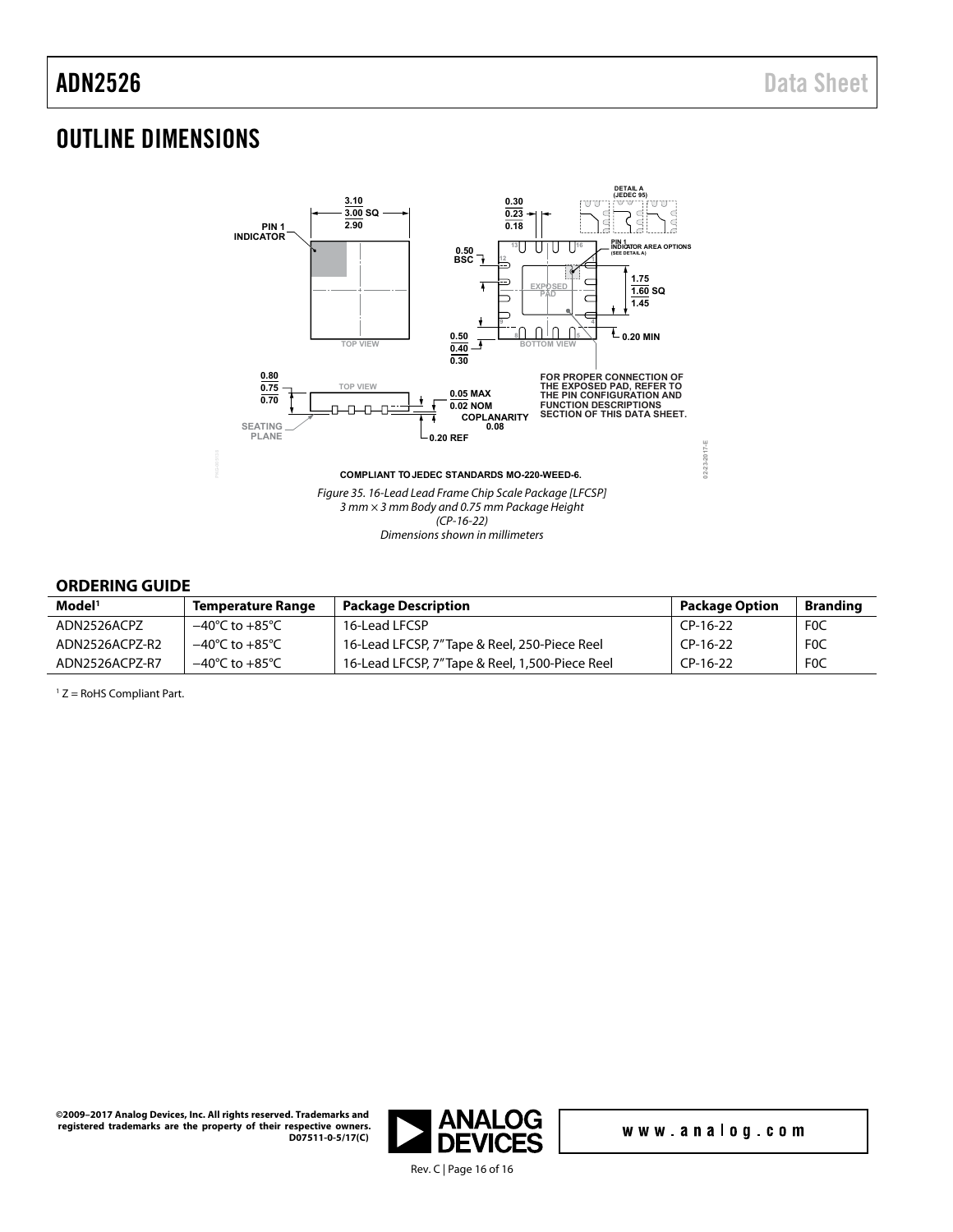## OUTLINE DIMENSIONS

3.10
3.00 SQ
2.90

PIN 1
INDICATOR

TOP VIEW

0.30
0.23
0.18

0.50
BSC

DETAIL A
(JEDEC 95)

PIN 1
INDICATOR AREA OPTIONS
(SEE DETAIL A)

EXPOSED
PAD

1.75
1.60 SQ
1.45

0.50
0.40
0.30

BOTTOM VIEW

0.20 MIN

0.80
0.75
0.70

TOP VIEW

0.05 MAX
0.02 NOM

COPLANARITY
0.08

SEATING
PLANE

0.20 REF

FOR PROPER CONNECTION OF THE EXPOSED PAD, REFER TO THE PIN CONFIGURATION AND FUNCTION DESCRIPTIONS SECTION OF THIS DATA SHEET.

COMPLIANT TO JEDEC STANDARDS MO-220-WEED-6.

02-23-2017-E

*Figure 35. 16-Lead Lead Frame Chip Scale Package [LFCSP]*
*3 mm × 3 mm Body and 0.75 mm Package Height*
*(CP-16-22)*
*Dimensions shown in millimeters*

### ORDERING GUIDE

| Model[1] | Temperature Range | Package Description | Package Option | Branding |
|---|---|---|---|---|
| ADN2526ACPZ | −40°C to +85°C | 16-Lead LFCSP | CP-16-22 | F0C |
| ADN2526ACPZ-R2 | −40°C to +85°C | 16-Lead LFCSP, 7" Tape & Reel, 250-Piece Reel | CP-16-22 | F0C |
| ADN2526ACPZ-R7 | −40°C to +85°C | 16-Lead LFCSP, 7" Tape & Reel, 1,500-Piece Reel | CP-16-22 | F0C |

[1] Z = RoHS Compliant Part.

**©2009–2017 Analog Devices, Inc. All rights reserved. Trademarks and registered trademarks are the property of their respective owners. D07511-0-5/17(C)**